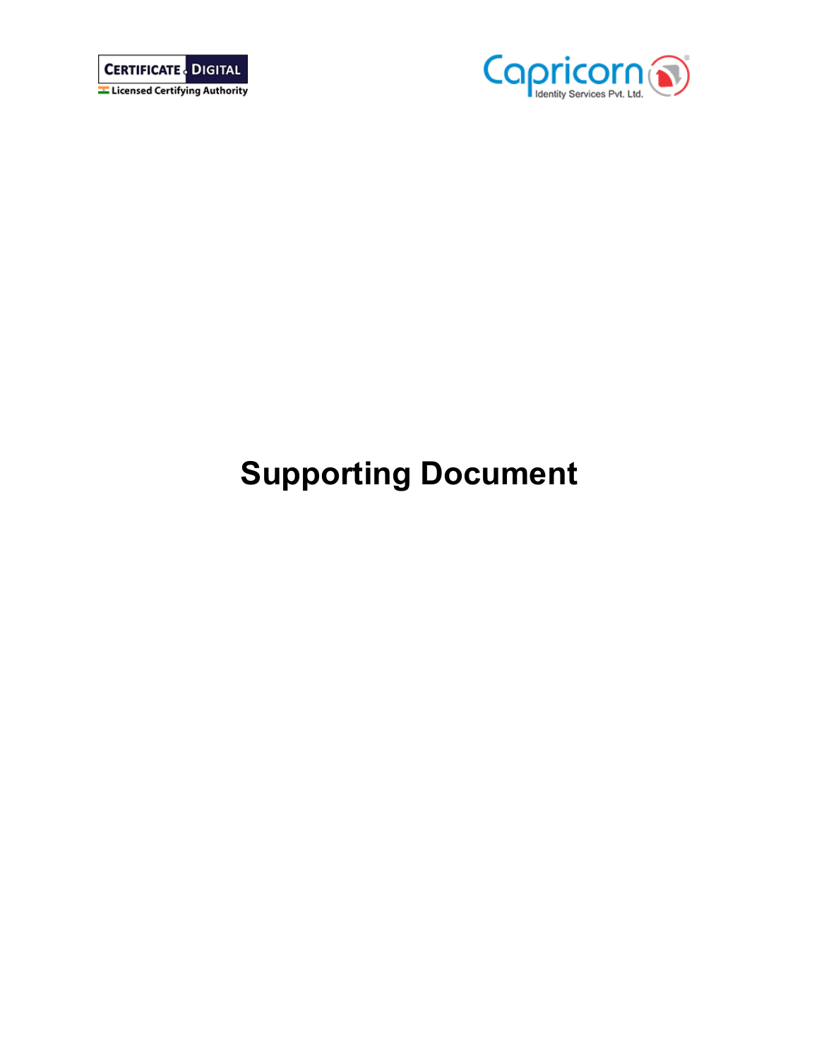CERTIFICATE DIGITAL
Licensed Certifying Authority

Capricorn
Identity Services Pvt. Ltd.

# Supporting Document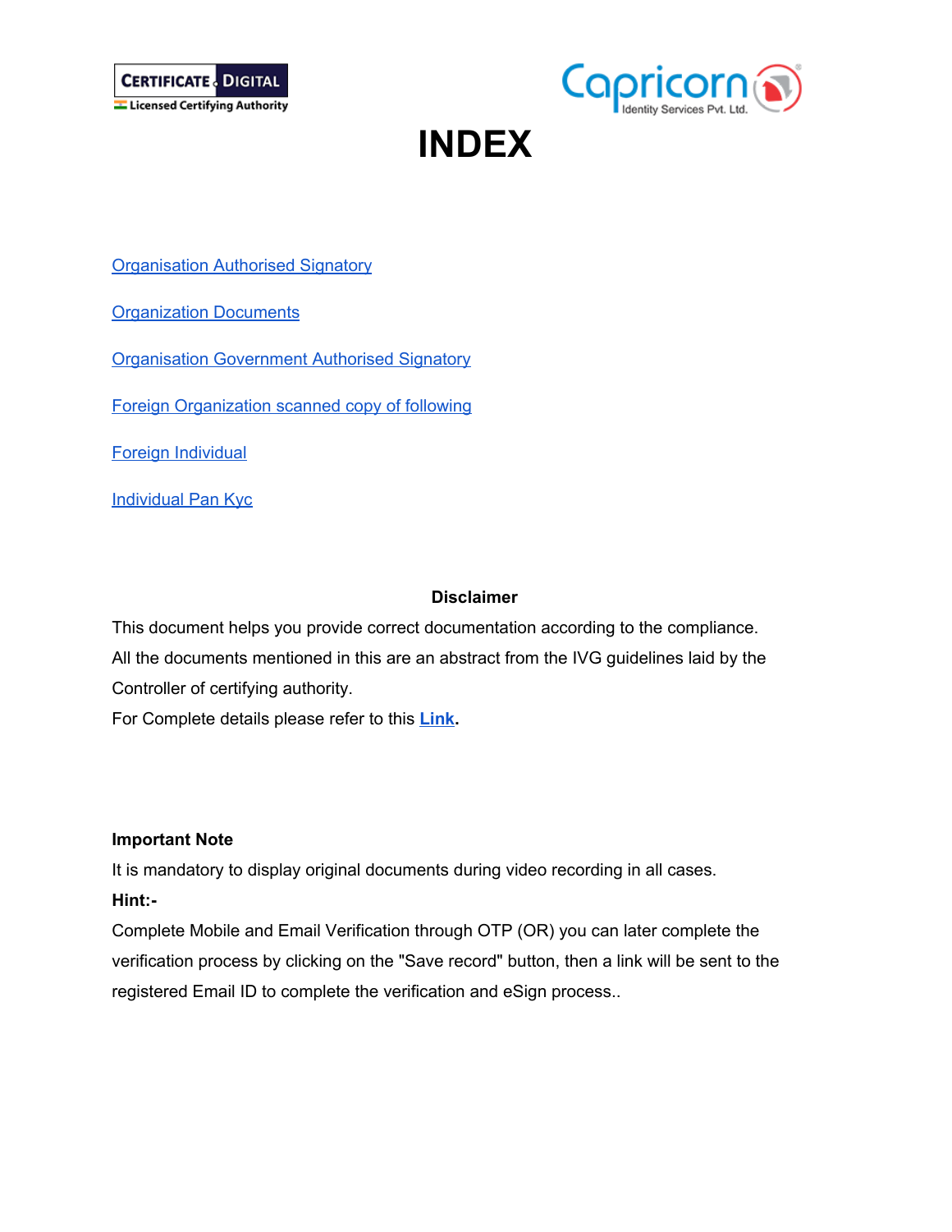# INDEX

Organisation Authorised Signatory

Organization Documents

Organisation Government Authorised Signatory

Foreign Organization scanned copy of following

Foreign Individual

Individual Pan Kyc

**Disclaimer**

This document helps you provide correct documentation according to the compliance. All the documents mentioned in this are an abstract from the IVG guidelines laid by the Controller of certifying authority.

For Complete details please refer to this **Link**.

**Important Note**

It is mandatory to display original documents during video recording in all cases.

**Hint:-**

Complete Mobile and Email Verification through OTP (OR) you can later complete the verification process by clicking on the "Save record" button, then a link will be sent to the registered Email ID to complete the verification and eSign process..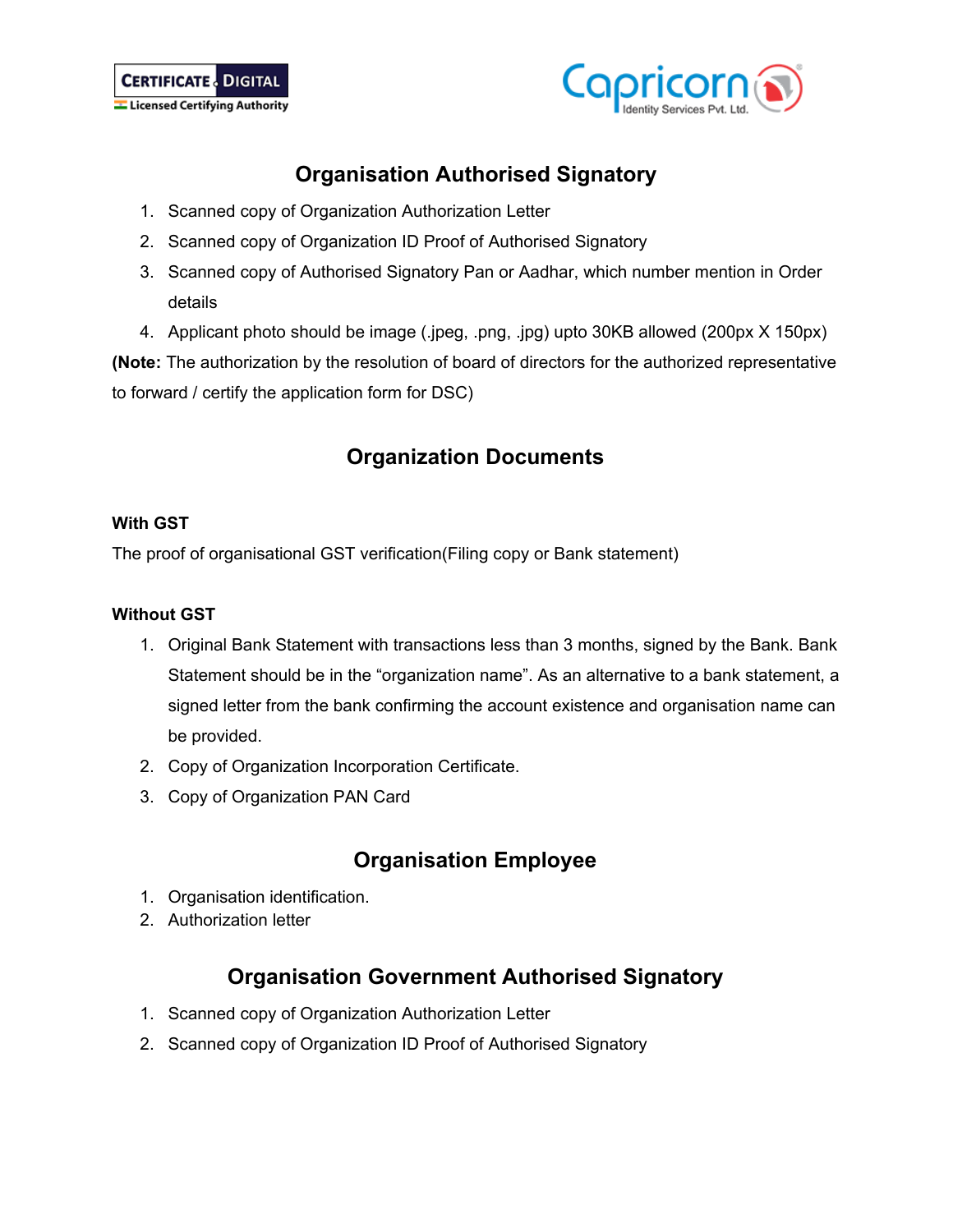## Organisation Authorised Signatory

1. Scanned copy of Organization Authorization Letter
2. Scanned copy of Organization ID Proof of Authorised Signatory
3. Scanned copy of Authorised Signatory Pan or Aadhar, which number mention in Order details
4. Applicant photo should be image (.jpeg, .png, .jpg) upto 30KB allowed (200px X 150px)

**(Note:** The authorization by the resolution of board of directors for the authorized representative to forward / certify the application form for DSC)

## Organization Documents

**With GST**

The proof of organisational GST verification(Filing copy or Bank statement)

**Without GST**

1. Original Bank Statement with transactions less than 3 months, signed by the Bank. Bank Statement should be in the "organization name". As an alternative to a bank statement, a signed letter from the bank confirming the account existence and organisation name can be provided.
2. Copy of Organization Incorporation Certificate.
3. Copy of Organization PAN Card

## Organisation Employee

1. Organisation identification.
2. Authorization letter

## Organisation Government Authorised Signatory

1. Scanned copy of Organization Authorization Letter
2. Scanned copy of Organization ID Proof of Authorised Signatory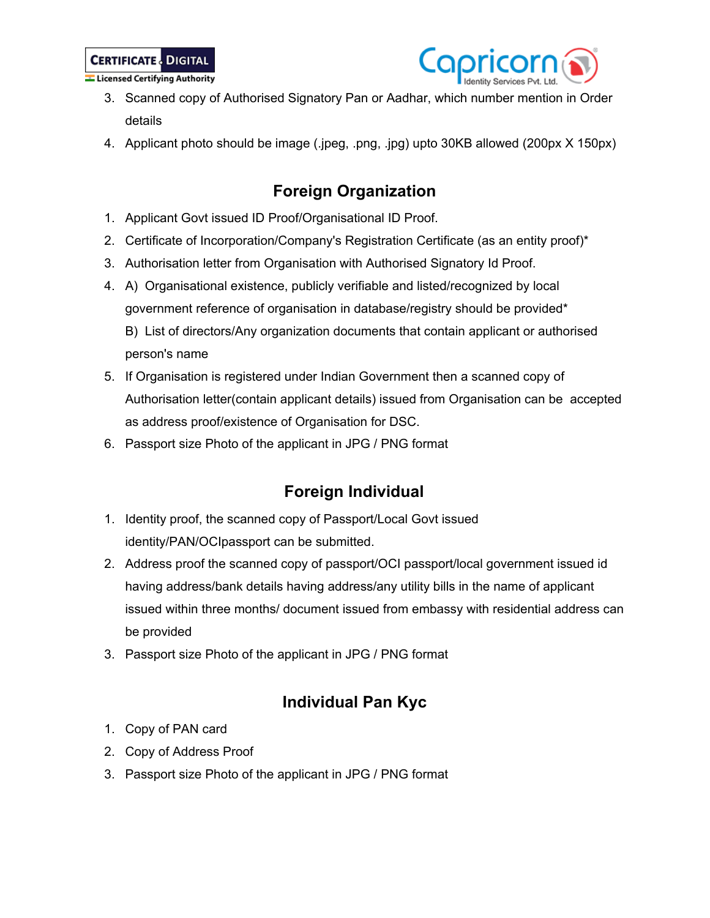3. Scanned copy of Authorised Signatory Pan or Aadhar, which number mention in Order details
4. Applicant photo should be image (.jpeg, .png, .jpg) upto 30KB allowed (200px X 150px)

## Foreign Organization

1. Applicant Govt issued ID Proof/Organisational ID Proof.
2. Certificate of Incorporation/Company's Registration Certificate (as an entity proof)*
3. Authorisation letter from Organisation with Authorised Signatory Id Proof.
4. A) Organisational existence, publicly verifiable and listed/recognized by local government reference of organisation in database/registry should be provided*
   B) List of directors/Any organization documents that contain applicant or authorised person's name
5. If Organisation is registered under Indian Government then a scanned copy of Authorisation letter(contain applicant details) issued from Organisation can be accepted as address proof/existence of Organisation for DSC.
6. Passport size Photo of the applicant in JPG / PNG format

## Foreign Individual

1. Identity proof, the scanned copy of Passport/Local Govt issued identity/PAN/OCIpassport can be submitted.
2. Address proof the scanned copy of passport/OCI passport/local government issued id having address/bank details having address/any utility bills in the name of applicant issued within three months/ document issued from embassy with residential address can be provided
3. Passport size Photo of the applicant in JPG / PNG format

## Individual Pan Kyc

1. Copy of PAN card
2. Copy of Address Proof
3. Passport size Photo of the applicant in JPG / PNG format